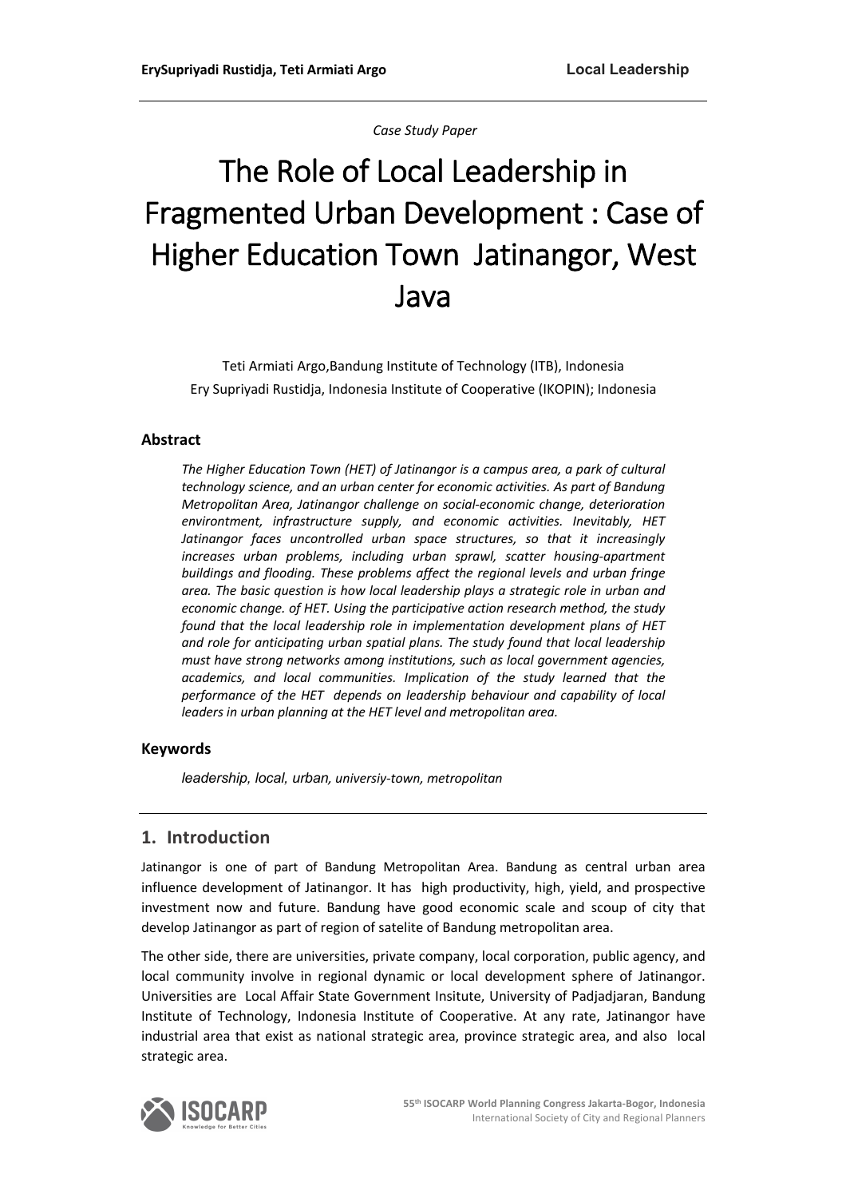*Case Study Paper*

# The Role of Local Leadership in Fragmented Urban Development : Case of Higher Education Town Jatinangor, West Java

Teti Armiati Argo,Bandung Institute of Technology (ITB), Indonesia
Ery Supriyadi Rustidja, Indonesia Institute of Cooperative (IKOPIN); Indonesia

### Abstract

*The Higher Education Town (HET) of Jatinangor is a campus area, a park of cultural technology science, and an urban center for economic activities. As part of Bandung Metropolitan Area, Jatinangor challenge on social-economic change, deterioration environment, infrastructure supply, and economic activities. Inevitably, HET Jatinangor faces uncontrolled urban space structures, so that it increasingly increases urban problems, including urban sprawl, scatter housing-apartment buildings and flooding. These problems affect the regional levels and urban fringe area. The basic question is how local leadership plays a strategic role in urban and economic change. of HET. Using the participative action research method, the study found that the local leadership role in implementation development plans of HET and role for anticipating urban spatial plans. The study found that local leadership must have strong networks among institutions, such as local government agencies, academics, and local communities. Implication of the study learned that the performance of the HET depends on leadership behaviour and capability of local leaders in urban planning at the HET level and metropolitan area.*

### Keywords

*leadership, local, urban, universiy-town, metropolitan*

## 1. Introduction

Jatinangor is one of part of Bandung Metropolitan Area. Bandung as central urban area influence development of Jatinangor. It has high productivity, high, yield, and prospective investment now and future. Bandung have good economic scale and scoup of city that develop Jatinangor as part of region of satelite of Bandung metropolitan area.

The other side, there are universities, private company, local corporation, public agency, and local community involve in regional dynamic or local development sphere of Jatinangor. Universities are Local Affair State Government Insitute, University of Padjadjaran, Bandung Institute of Technology, Indonesia Institute of Cooperative. At any rate, Jatinangor have industrial area that exist as national strategic area, province strategic area, and also local strategic area.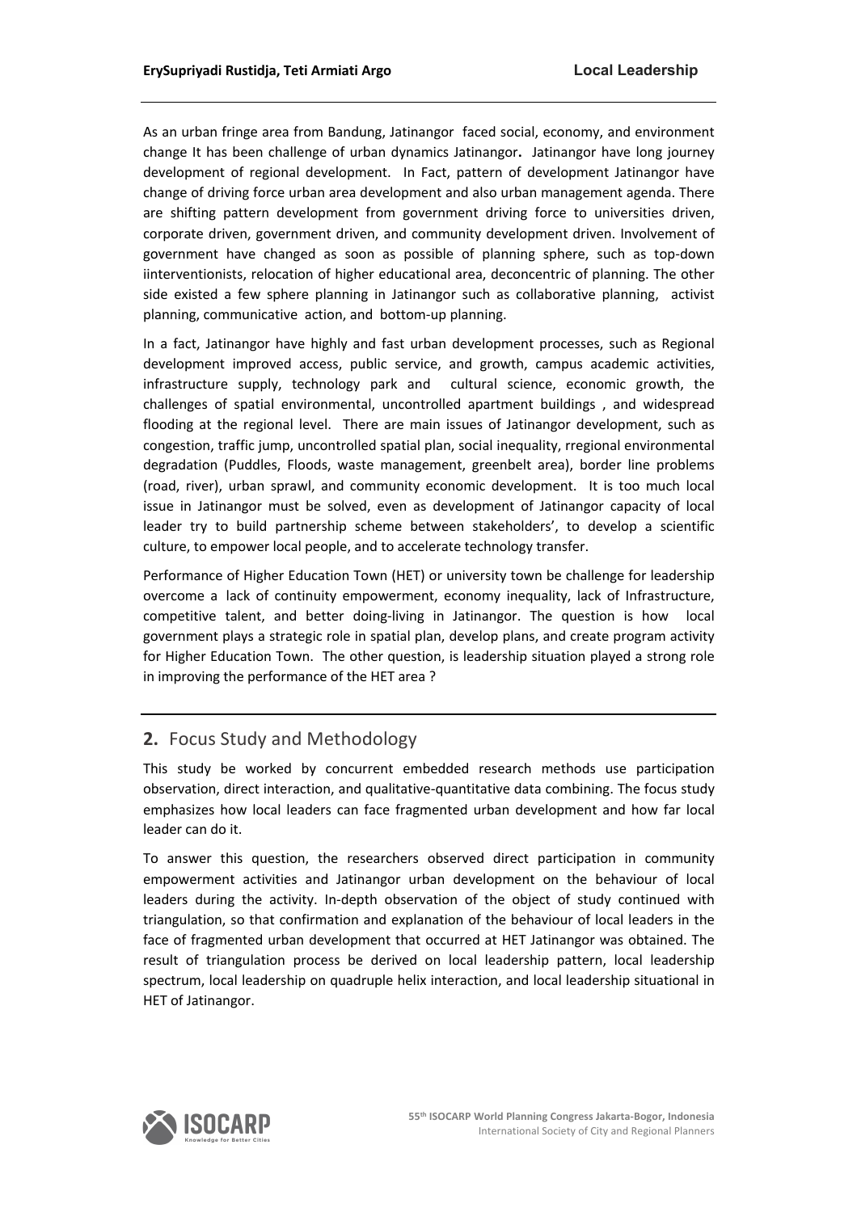As an urban fringe area from Bandung, Jatinangor faced social, economy, and environment change It has been challenge of urban dynamics Jatinangor**.** Jatinangor have long journey development of regional development. In Fact, pattern of development Jatinangor have change of driving force urban area development and also urban management agenda. There are shifting pattern development from government driving force to universities driven, corporate driven, government driven, and community development driven. Involvement of government have changed as soon as possible of planning sphere, such as top-down iinterventionists, relocation of higher educational area, deconcentric of planning. The other side existed a few sphere planning in Jatinangor such as collaborative planning, activist planning, communicative action, and bottom-up planning.

In a fact, Jatinangor have highly and fast urban development processes, such as Regional development improved access, public service, and growth, campus academic activities, infrastructure supply, technology park and cultural science, economic growth, the challenges of spatial environmental, uncontrolled apartment buildings , and widespread flooding at the regional level. There are main issues of Jatinangor development, such as congestion, traffic jump, uncontrolled spatial plan, social inequality, rregional environmental degradation (Puddles, Floods, waste management, greenbelt area), border line problems (road, river), urban sprawl, and community economic development. It is too much local issue in Jatinangor must be solved, even as development of Jatinangor capacity of local leader try to build partnership scheme between stakeholders', to develop a scientific culture, to empower local people, and to accelerate technology transfer.

Performance of Higher Education Town (HET) or university town be challenge for leadership overcome a lack of continuity empowerment, economy inequality, lack of Infrastructure, competitive talent, and better doing-living in Jatinangor. The question is how local government plays a strategic role in spatial plan, develop plans, and create program activity for Higher Education Town. The other question, is leadership situation played a strong role in improving the performance of the HET area ?

## **2.** Focus Study and Methodology

This study be worked by concurrent embedded research methods use participation observation, direct interaction, and qualitative-quantitative data combining. The focus study emphasizes how local leaders can face fragmented urban development and how far local leader can do it.

To answer this question, the researchers observed direct participation in community empowerment activities and Jatinangor urban development on the behaviour of local leaders during the activity. In-depth observation of the object of study continued with triangulation, so that confirmation and explanation of the behaviour of local leaders in the face of fragmented urban development that occurred at HET Jatinangor was obtained. The result of triangulation process be derived on local leadership pattern, local leadership spectrum, local leadership on quadruple helix interaction, and local leadership situational in HET of Jatinangor.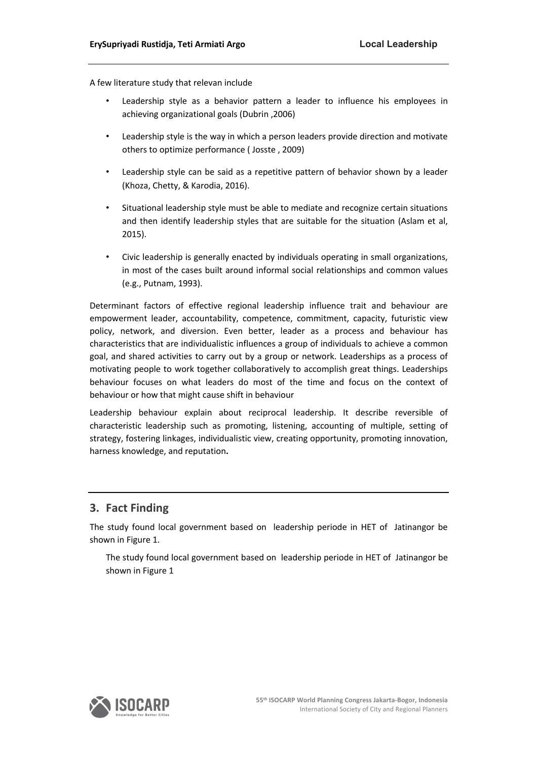A few literature study that relevan include

- Leadership style as a behavior pattern a leader to influence his employees in achieving organizational goals (Dubrin ,2006)
- Leadership style is the way in which a person leaders provide direction and motivate others to optimize performance ( Josste , 2009)
- Leadership style can be said as a repetitive pattern of behavior shown by a leader (Khoza, Chetty, & Karodia, 2016).
- Situational leadership style must be able to mediate and recognize certain situations and then identify leadership styles that are suitable for the situation (Aslam et al, 2015).
- Civic leadership is generally enacted by individuals operating in small organizations, in most of the cases built around informal social relationships and common values (e.g., Putnam, 1993).

Determinant factors of effective regional leadership influence trait and behaviour are empowerment leader, accountability, competence, commitment, capacity, futuristic view policy, network, and diversion. Even better, leader as a process and behaviour has characteristics that are individualistic influences a group of individuals to achieve a common goal, and shared activities to carry out by a group or network. Leaderships as a process of motivating people to work together collaboratively to accomplish great things. Leaderships behaviour focuses on what leaders do most of the time and focus on the context of behaviour or how that might cause shift in behaviour

Leadership behaviour explain about reciprocal leadership. It describe reversible of characteristic leadership such as promoting, listening, accounting of multiple, setting of strategy, fostering linkages, individualistic view, creating opportunity, promoting innovation, harness knowledge, and reputation**.**

## 3. Fact Finding

The study found local government based on leadership periode in HET of Jatinangor be shown in Figure 1.

The study found local government based on leadership periode in HET of Jatinangor be shown in Figure 1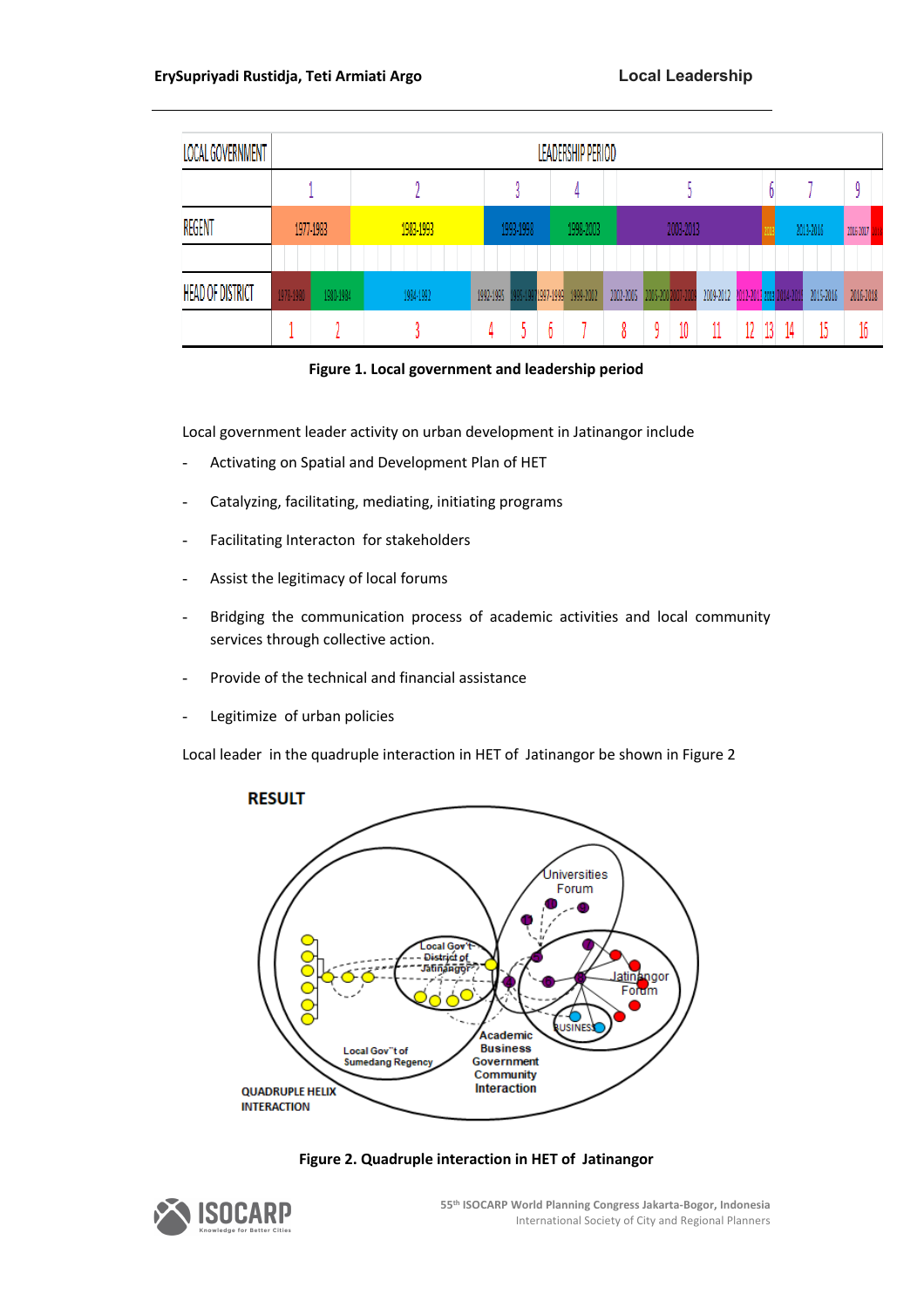| LOCAL GOVERNMENT | LEADERSHIP PERIOD | | | | | | | | | | | | | | | |
|---|---|---|---|---|---|---|---|---|---|---|---|---|---|---|---|---|
| | 1 | 2 | 3 | 4 | 5 | 6 | 7 | 9 | | | | | | | | |
| REGENT | 1977-1983 | 1983-1993 | 1993-1998 | 1998-2003 | 2003-2013 | 2013 | 2013-2018 | 2016-2017 | 2018 | | | | | | | |
| HEAD OF DISTRICT | 1978-1980 | 1980-1984 | 1984-1992 | 1992-1995 | 1995-1997 | 1997-1999 | 1999-2002 | 2002-2005 | 2005-2007 | 2007-2009 | 2009-2012 | 2012-2013 | 2013 | 2014-2015 | 2015-2016 | 2016-2018 |
| | 1 | 2 | 3 | 4 | 5 | 6 | 7 | 8 | 9 | 10 | 11 | 12 | 13 | 14 | 15 | 16 |

**Figure 1. Local government and leadership period**

Local government leader activity on urban development in Jatinangor include

- Activating on Spatial and Development Plan of HET
- Catalyzing, facilitating, mediating, initiating programs
- Facilitating Interacton for stakeholders
- Assist the legitimacy of local forums
- Bridging the communication process of academic activities and local community services through collective action.
- Provide of the technical and financial assistance
- Legitimize of urban policies

Local leader in the quadruple interaction in HET of Jatinangor be shown in Figure 2

**Figure 2. Quadruple interaction in HET of Jatinangor**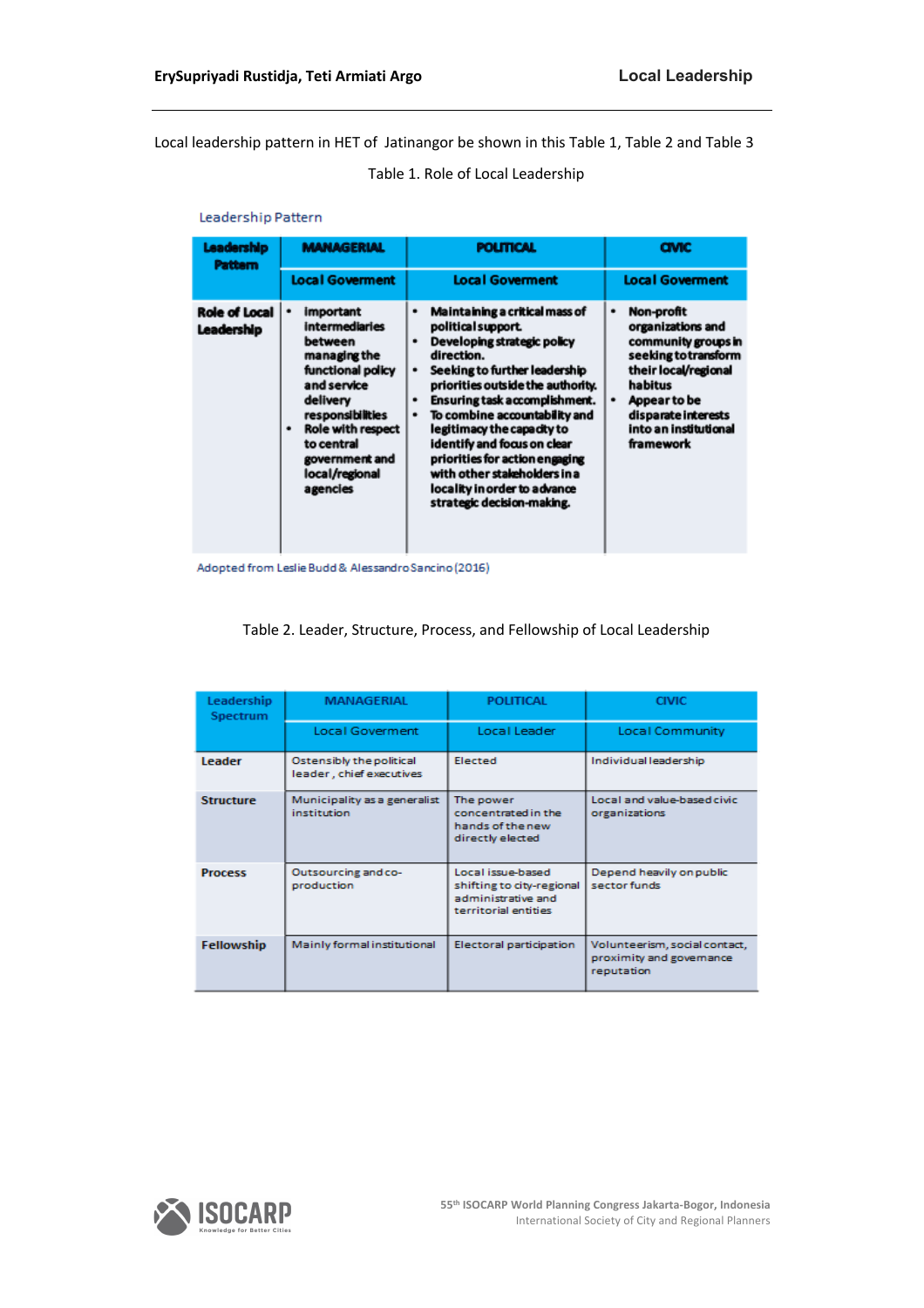Local leadership pattern in HET of Jatinangor be shown in this Table 1, Table 2 and Table 3

Table 1. Role of Local Leadership

Leadership Pattern

| Leadership Pattern | MANAGERIAL | POLITICAL | CIVIC |
|---|---|---|---|
| | Local Goverment | Local Goverment | Local Goverment |
| Role of Local Leadership | • Important intermediaries between managing the functional policy and service delivery responsibilities<br>• Role with respect to central government and local/regional agencies | • Maintaining a critical mass of political support.<br>• Developing strategic policy direction.<br>• Seeking to further leadership priorities outside the authority.<br>• Ensuring task accomplishment.<br>• To combine accountability and legitimacy the capacity to identify and focus on clear priorities for action engaging with other stakeholders in a locality in order to advance strategic decision-making. | • Non-profit organizations and community groups in seeking to transform their local/regional habitus<br>• Appear to be disparate interests into an institutional framework |

Adopted from Leslie Budd & Alessandro Sancino (2016)

Table 2. Leader, Structure, Process, and Fellowship of Local Leadership

| Leadership Spectrum | MANAGERIAL | POLITICAL | CIVIC |
|---|---|---|---|
| | Local Goverment | Local Leader | Local Community |
| Leader | Ostensibly the political leader, chief executives | Elected | Individual leadership |
| Structure | Municipality as a generalist institution | The power concentrated in the hands of the new directly elected | Local and value-based civic organizations |
| Process | Outsourcing and co-production | Local issue-based shifting to city-regional administrative and territorial entities | Depend heavily on public sector funds |
| Fellowship | Mainly formal institutional | Electoral participation | Volunteerism, social contact, proximity and governance reputation |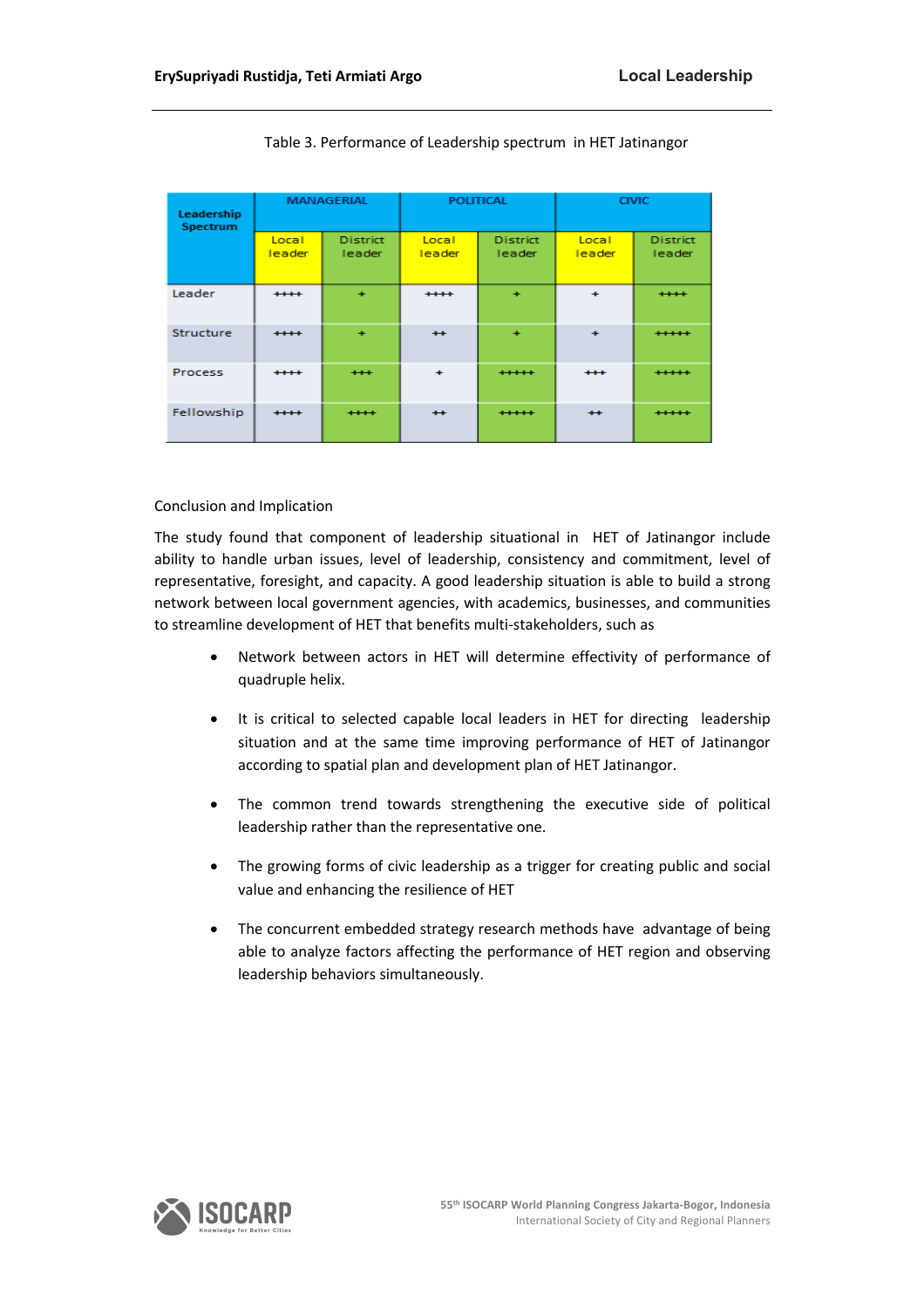Table 3. Performance of Leadership spectrum in HET Jatinangor

| Leadership Spectrum | MANAGERIAL | | POLITICAL | | CIVIC | |
|---|---|---|---|---|---|---|
| | Local leader | District leader | Local leader | District leader | Local leader | District leader |
| Leader | ++++ | + | ++++ | + | + | ++++ |
| Structure | ++++ | + | ++ | + | + | +++++ |
| Process | ++++ | +++ | + | +++++ | +++ | +++++ |
| Fellowship | ++++ | ++++ | ++ | +++++ | ++ | +++++ |

Conclusion and Implication

The study found that component of leadership situational in HET of Jatinangor include ability to handle urban issues, level of leadership, consistency and commitment, level of representative, foresight, and capacity. A good leadership situation is able to build a strong network between local government agencies, with academics, businesses, and communities to streamline development of HET that benefits multi-stakeholders, such as

- Network between actors in HET will determine effectivity of performance of quadruple helix.
- It is critical to selected capable local leaders in HET for directing leadership situation and at the same time improving performance of HET of Jatinangor according to spatial plan and development plan of HET Jatinangor.
- The common trend towards strengthening the executive side of political leadership rather than the representative one.
- The growing forms of civic leadership as a trigger for creating public and social value and enhancing the resilience of HET
- The concurrent embedded strategy research methods have advantage of being able to analyze factors affecting the performance of HET region and observing leadership behaviors simultaneously.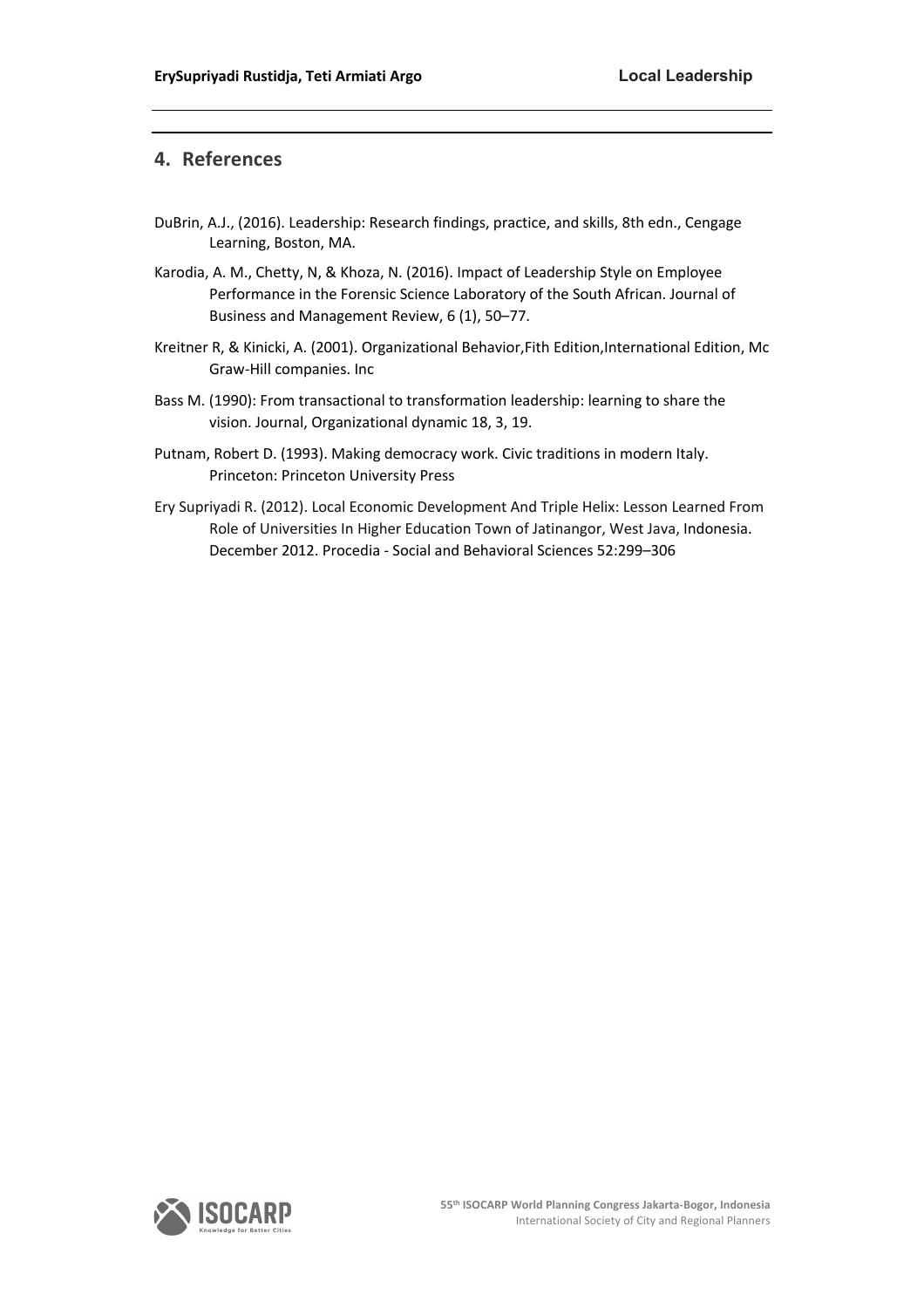## 4. References

DuBrin, A.J., (2016). Leadership: Research findings, practice, and skills, 8th edn., Cengage Learning, Boston, MA.

Karodia, A. M., Chetty, N, & Khoza, N. (2016). Impact of Leadership Style on Employee Performance in the Forensic Science Laboratory of the South African. Journal of Business and Management Review, 6 (1), 50–77.

Kreitner R, & Kinicki, A. (2001). Organizational Behavior,Fith Edition,International Edition, Mc Graw-Hill companies. Inc

Bass M. (1990): From transactional to transformation leadership: learning to share the vision. Journal, Organizational dynamic 18, 3, 19.

Putnam, Robert D. (1993). Making democracy work. Civic traditions in modern Italy. Princeton: Princeton University Press

Ery Supriyadi R. (2012). Local Economic Development And Triple Helix: Lesson Learned From Role of Universities In Higher Education Town of Jatinangor, West Java, Indonesia. December 2012. Procedia - Social and Behavioral Sciences 52:299–306